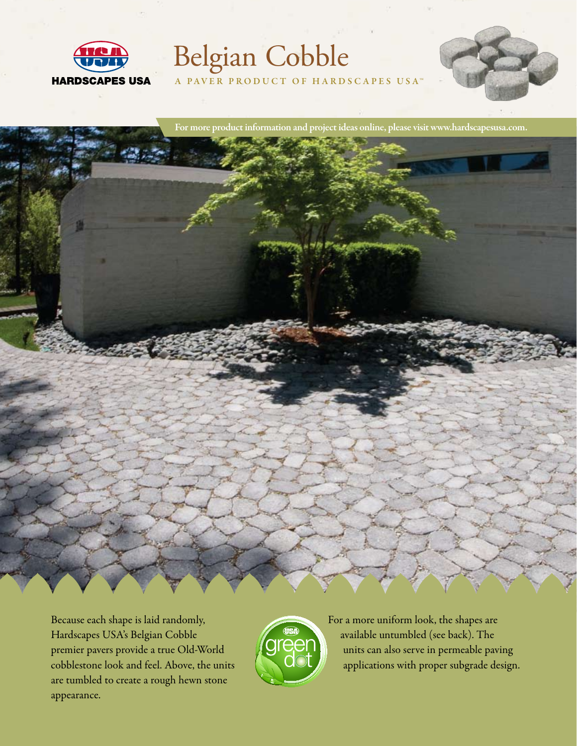HARDSCAPES USA

# Belgian Cobble

A PAVER PRODUCT OF HARDSCAPES USA™

For more product information and project ideas online, please visit www.hardscapesusa.com.

Because each shape is laid randomly, Hardscapes USA's Belgian Cobble premier pavers provide a true Old-World cobblestone look and feel. Above, the units are tumbled to create a rough hewn stone appearance.

green dot

For a more uniform look, the shapes are available untumbled (see back). The units can also serve in permeable paving applications with proper subgrade design.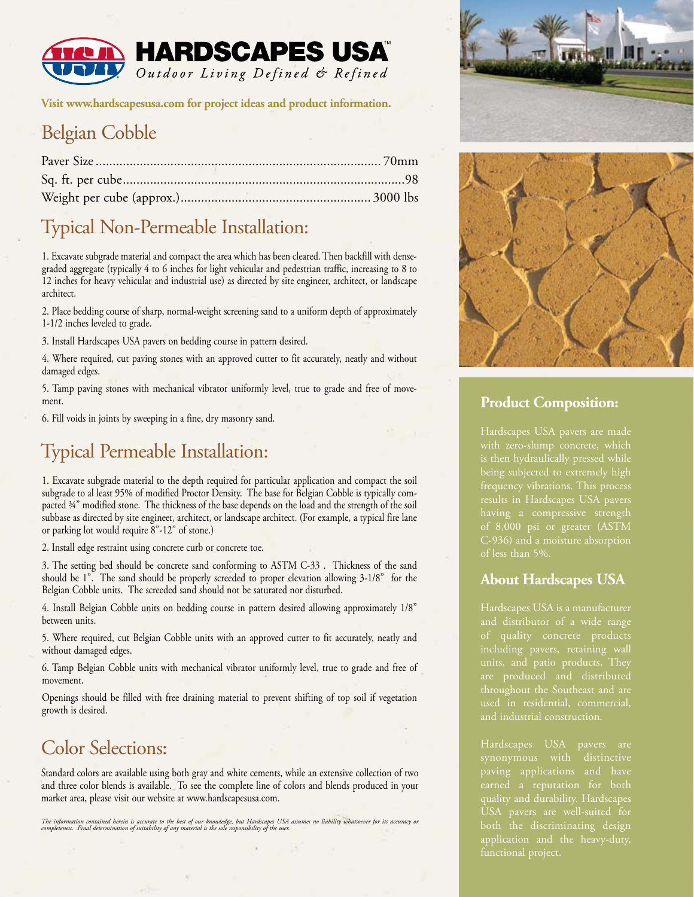HARDSCAPES USA™

*Outdoor Living Defined & Refined*

**Visit www.hardscapesusa.com for project ideas and product information.**

# Belgian Cobble

| | |
|---|---|
| Paver Size | 70mm |
| Sq. ft. per cube | 98 |
| Weight per cube (approx.) | 3000 lbs |

## Typical Non-Permeable Installation:

1. Excavate subgrade material and compact the area which has been cleared. Then backfill with dense-graded aggregate (typically 4 to 6 inches for light vehicular and pedestrian traffic, increasing to 8 to 12 inches for heavy vehicular and industrial use) as directed by site engineer, architect, or landscape architect.

2. Place bedding course of sharp, normal-weight screening sand to a uniform depth of approximately 1-1/2 inches leveled to grade.

3. Install Hardscapes USA pavers on bedding course in pattern desired.

4. Where required, cut paving stones with an approved cutter to fit accurately, neatly and without damaged edges.

5. Tamp paving stones with mechanical vibrator uniformly level, true to grade and free of movement.

6. Fill voids in joints by sweeping in a fine, dry masonry sand.

## Typical Permeable Installation:

1. Excavate subgrade material to the depth required for particular application and compact the soil subgrade to al least 95% of modified Proctor Density. The base for Belgian Cobble is typically compacted ¾" modified stone. The thickness of the base depends on the load and the strength of the soil subbase as directed by site engineer, architect, or landscape architect. (For example, a typical fire lane or parking lot would require 8"-12" of stone.)

2. Install edge restraint using concrete curb or concrete toe.

3. The setting bed should be concrete sand conforming to ASTM C-33 . Thickness of the sand should be 1". The sand should be properly screeded to proper elevation allowing 3-1/8" for the Belgian Cobble units. The screeded sand should not be saturated nor disturbed.

4. Install Belgian Cobble units on bedding course in pattern desired allowing approximately 1/8" between units.

5. Where required, cut Belgian Cobble units with an approved cutter to fit accurately, neatly and without damaged edges.

6. Tamp Belgian Cobble units with mechanical vibrator uniformly level, true to grade and free of movement.

Openings should be filled with free draining material to prevent shifting of top soil if vegetation growth is desired.

## Color Selections:

Standard colors are available using both gray and white cements, while an extensive collection of two and three color blends is available. To see the complete line of colors and blends produced in your market area, please visit our website at www.hardscapesusa.com.

*The information contained herein is accurate to the best of our knowledge, but Hardscapes USA assumes no liability whatsoever for its accuracy or completeness. Final determination of suitability of any material is the sole responsibility of the user.*

### Product Composition:

Hardscapes USA pavers are made with zero-slump concrete, which is then hydraulically pressed while being subjected to extremely high frequency vibrations. This process results in Hardscapes USA pavers having a compressive strength of 8,000 psi or greater (ASTM C-936) and a moisture absorption of less than 5%.

### About Hardscapes USA

Hardscapes USA is a manufacturer and distributor of a wide range of quality concrete products including pavers, retaining wall units, and patio products. They are produced and distributed throughout the Southeast and are used in residential, commercial, and industrial construction.

Hardscapes USA pavers are synonymous with distinctive paving applications and have earned a reputation for both quality and durability. Hardscapes USA pavers are well-suited for both the discriminating design application and the heavy-duty, functional project.